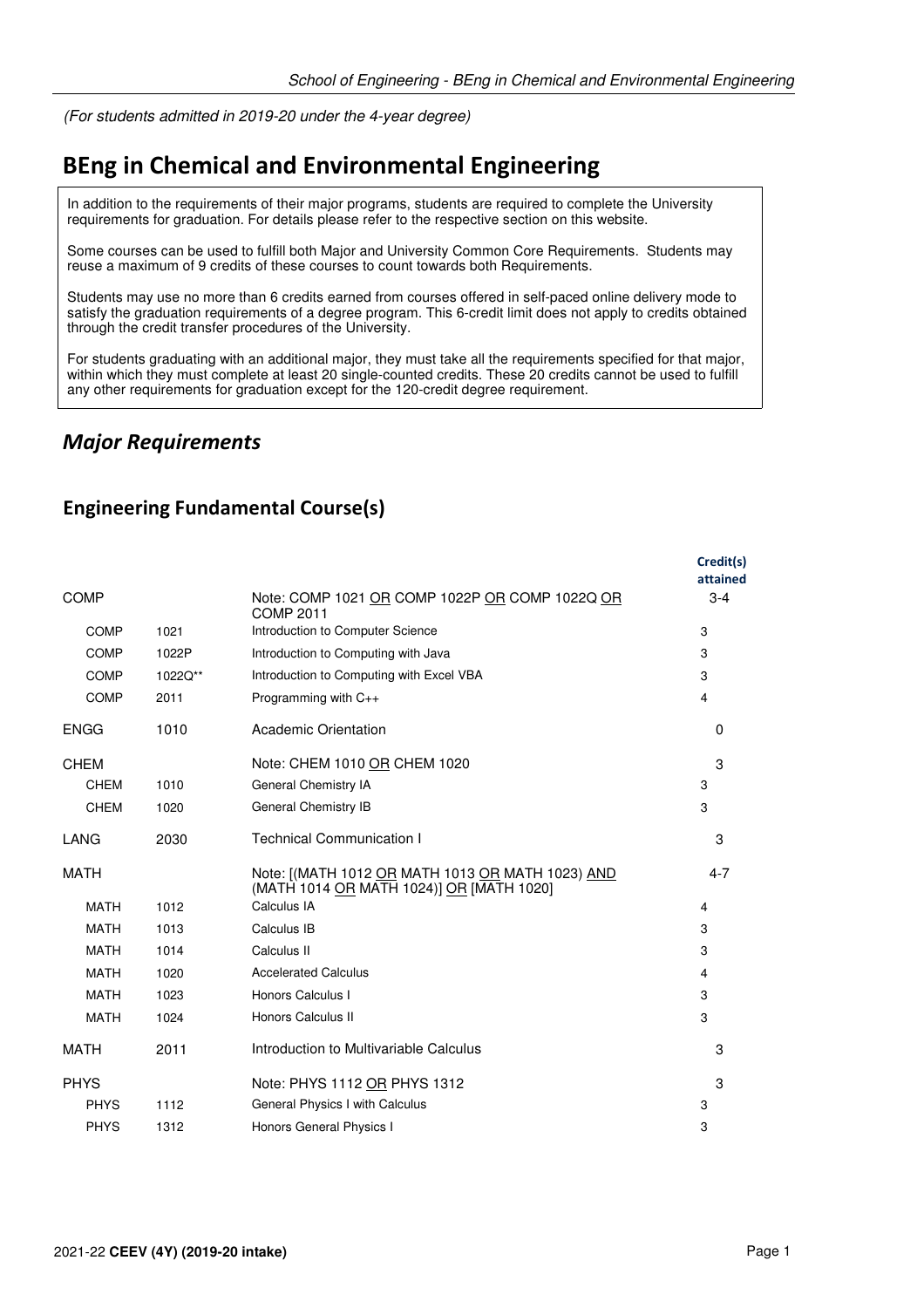*(For students admitted in 2019-20 under the 4-year degree)*

# BEng in Chemical and Environmental Engineering

In addition to the requirements of their major programs, students are required to complete the University requirements for graduation. For details please refer to the respective section on this website.

Some courses can be used to fulfill both Major and University Common Core Requirements. Students may reuse a maximum of 9 credits of these courses to count towards both Requirements.

Students may use no more than 6 credits earned from courses offered in self-paced online delivery mode to satisfy the graduation requirements of a degree program. This 6-credit limit does not apply to credits obtained through the credit transfer procedures of the University.

For students graduating with an additional major, they must take all the requirements specified for that major, within which they must complete at least 20 single-counted credits. These 20 credits cannot be used to fulfill any other requirements for graduation except for the 120-credit degree requirement.

## *Major Requirements*

### Engineering Fundamental Course(s)

| | | | Credit(s) attained |
|---|---|---|---|
| COMP | | Note: COMP 1021 OR COMP 1022P OR COMP 1022Q OR COMP 2011 | 3-4 |
| COMP | 1021 | Introduction to Computer Science | 3 |
| COMP | 1022P | Introduction to Computing with Java | 3 |
| COMP | 1022Q** | Introduction to Computing with Excel VBA | 3 |
| COMP | 2011 | Programming with C++ | 4 |
| ENGG | 1010 | Academic Orientation | 0 |
| CHEM | | Note: CHEM 1010 OR CHEM 1020 | 3 |
| CHEM | 1010 | General Chemistry IA | 3 |
| CHEM | 1020 | General Chemistry IB | 3 |
| LANG | 2030 | Technical Communication I | 3 |
| MATH | | Note: [(MATH 1012 OR MATH 1013 OR MATH 1023) AND (MATH 1014 OR MATH 1024)] OR [MATH 1020] | 4-7 |
| MATH | 1012 | Calculus IA | 4 |
| MATH | 1013 | Calculus IB | 3 |
| MATH | 1014 | Calculus II | 3 |
| MATH | 1020 | Accelerated Calculus | 4 |
| MATH | 1023 | Honors Calculus I | 3 |
| MATH | 1024 | Honors Calculus II | 3 |
| MATH | 2011 | Introduction to Multivariable Calculus | 3 |
| PHYS | | Note: PHYS 1112 OR PHYS 1312 | 3 |
| PHYS | 1112 | General Physics I with Calculus | 3 |
| PHYS | 1312 | Honors General Physics I | 3 |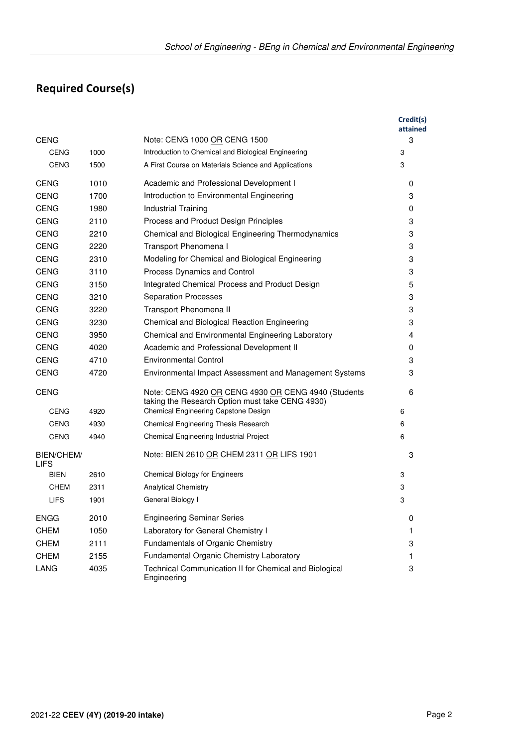## Required Course(s)

| | | | Credit(s) attained |
|---|---|---|---|
| CENG | | Note: CENG 1000 OR CENG 1500 | 3 |
| CENG | 1000 | Introduction to Chemical and Biological Engineering | 3 |
| CENG | 1500 | A First Course on Materials Science and Applications | 3 |
| CENG | 1010 | Academic and Professional Development I | 0 |
| CENG | 1700 | Introduction to Environmental Engineering | 3 |
| CENG | 1980 | Industrial Training | 0 |
| CENG | 2110 | Process and Product Design Principles | 3 |
| CENG | 2210 | Chemical and Biological Engineering Thermodynamics | 3 |
| CENG | 2220 | Transport Phenomena I | 3 |
| CENG | 2310 | Modeling for Chemical and Biological Engineering | 3 |
| CENG | 3110 | Process Dynamics and Control | 3 |
| CENG | 3150 | Integrated Chemical Process and Product Design | 5 |
| CENG | 3210 | Separation Processes | 3 |
| CENG | 3220 | Transport Phenomena II | 3 |
| CENG | 3230 | Chemical and Biological Reaction Engineering | 3 |
| CENG | 3950 | Chemical and Environmental Engineering Laboratory | 4 |
| CENG | 4020 | Academic and Professional Development II | 0 |
| CENG | 4710 | Environmental Control | 3 |
| CENG | 4720 | Environmental Impact Assessment and Management Systems | 3 |
| CENG | | Note: CENG 4920 OR CENG 4930 OR CENG 4940 (Students taking the Research Option must take CENG 4930) | 6 |
| CENG | 4920 | Chemical Engineering Capstone Design | 6 |
| CENG | 4930 | Chemical Engineering Thesis Research | 6 |
| CENG | 4940 | Chemical Engineering Industrial Project | 6 |
| BIEN/CHEM/LIFS | | Note: BIEN 2610 OR CHEM 2311 OR LIFS 1901 | 3 |
| BIEN | 2610 | Chemical Biology for Engineers | 3 |
| CHEM | 2311 | Analytical Chemistry | 3 |
| LIFS | 1901 | General Biology I | 3 |
| ENGG | 2010 | Engineering Seminar Series | 0 |
| CHEM | 1050 | Laboratory for General Chemistry I | 1 |
| CHEM | 2111 | Fundamentals of Organic Chemistry | 3 |
| CHEM | 2155 | Fundamental Organic Chemistry Laboratory | 1 |
| LANG | 4035 | Technical Communication II for Chemical and Biological Engineering | 3 |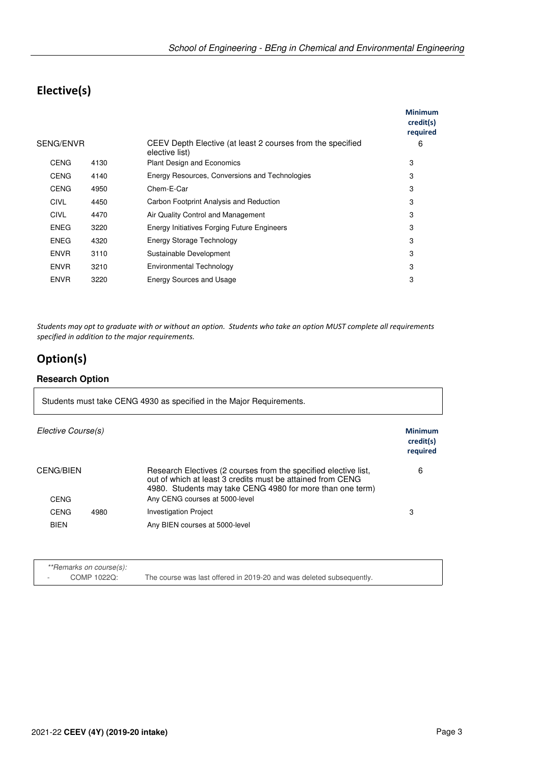## Elective(s)

| | | | Minimum credit(s) required |
|---|---|---|---|
| SENG/ENVR | | CEEV Depth Elective (at least 2 courses from the specified elective list) | 6 |
| CENG | 4130 | Plant Design and Economics | 3 |
| CENG | 4140 | Energy Resources, Conversions and Technologies | 3 |
| CENG | 4950 | Chem-E-Car | 3 |
| CIVL | 4450 | Carbon Footprint Analysis and Reduction | 3 |
| CIVL | 4470 | Air Quality Control and Management | 3 |
| ENEG | 3220 | Energy Initiatives Forging Future Engineers | 3 |
| ENEG | 4320 | Energy Storage Technology | 3 |
| ENVR | 3110 | Sustainable Development | 3 |
| ENVR | 3210 | Environmental Technology | 3 |
| ENVR | 3220 | Energy Sources and Usage | 3 |

*Students may opt to graduate with or without an option. Students who take an option MUST complete all requirements specified in addition to the major requirements.*

## Option(s)

### Research Option

Students must take CENG 4930 as specified in the Major Requirements.

*Elective Course(s)*

| | | | Minimum credit(s) required |
|---|---|---|---|
| CENG/BIEN | | Research Electives (2 courses from the specified elective list, out of which at least 3 credits must be attained from CENG 4980. Students may take CENG 4980 for more than one term) | 6 |
| CENG | | Any CENG courses at 5000-level | |
| CENG | 4980 | Investigation Project | 3 |
| BIEN | | Any BIEN courses at 5000-level | |

*\*\*Remarks on course(s):*

- COMP 1022Q: The course was last offered in 2019-20 and was deleted subsequently.